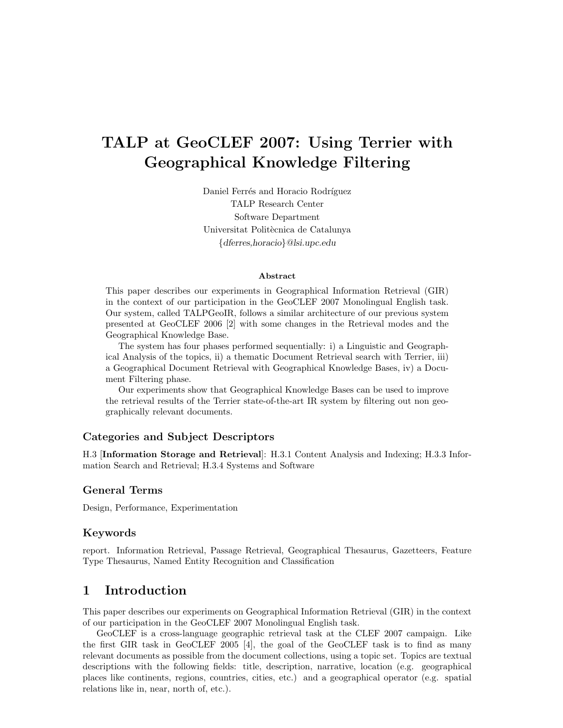# TALP at GeoCLEF 2007: Using Terrier with Geographical Knowledge Filtering

Daniel Ferrés and Horacio Rodríguez
TALP Research Center
Software Department
Universitat Politècnica de Catalunya
*{dferres,horacio}@lsi.upc.edu*

### Abstract

This paper describes our experiments in Geographical Information Retrieval (GIR) in the context of our participation in the GeoCLEF 2007 Monolingual English task. Our system, called TALPGeoIR, follows a similar architecture of our previous system presented at GeoCLEF 2006 [2] with some changes in the Retrieval modes and the Geographical Knowledge Base.

The system has four phases performed sequentially: i) a Linguistic and Geographical Analysis of the topics, ii) a thematic Document Retrieval search with Terrier, iii) a Geographical Document Retrieval with Geographical Knowledge Bases, iv) a Document Filtering phase.

Our experiments show that Geographical Knowledge Bases can be used to improve the retrieval results of the Terrier state-of-the-art IR system by filtering out non geographically relevant documents.

### Categories and Subject Descriptors

H.3 [**Information Storage and Retrieval**]: H.3.1 Content Analysis and Indexing; H.3.3 Information Search and Retrieval; H.3.4 Systems and Software

### General Terms

Design, Performance, Experimentation

### Keywords

report. Information Retrieval, Passage Retrieval, Geographical Thesaurus, Gazetteers, Feature Type Thesaurus, Named Entity Recognition and Classification

## 1 Introduction

This paper describes our experiments on Geographical Information Retrieval (GIR) in the context of our participation in the GeoCLEF 2007 Monolingual English task.

GeoCLEF is a cross-language geographic retrieval task at the CLEF 2007 campaign. Like the first GIR task in GeoCLEF 2005 [4], the goal of the GeoCLEF task is to find as many relevant documents as possible from the document collections, using a topic set. Topics are textual descriptions with the following fields: title, description, narrative, location (e.g. geographical places like continents, regions, countries, cities, etc.) and a geographical operator (e.g. spatial relations like in, near, north of, etc.).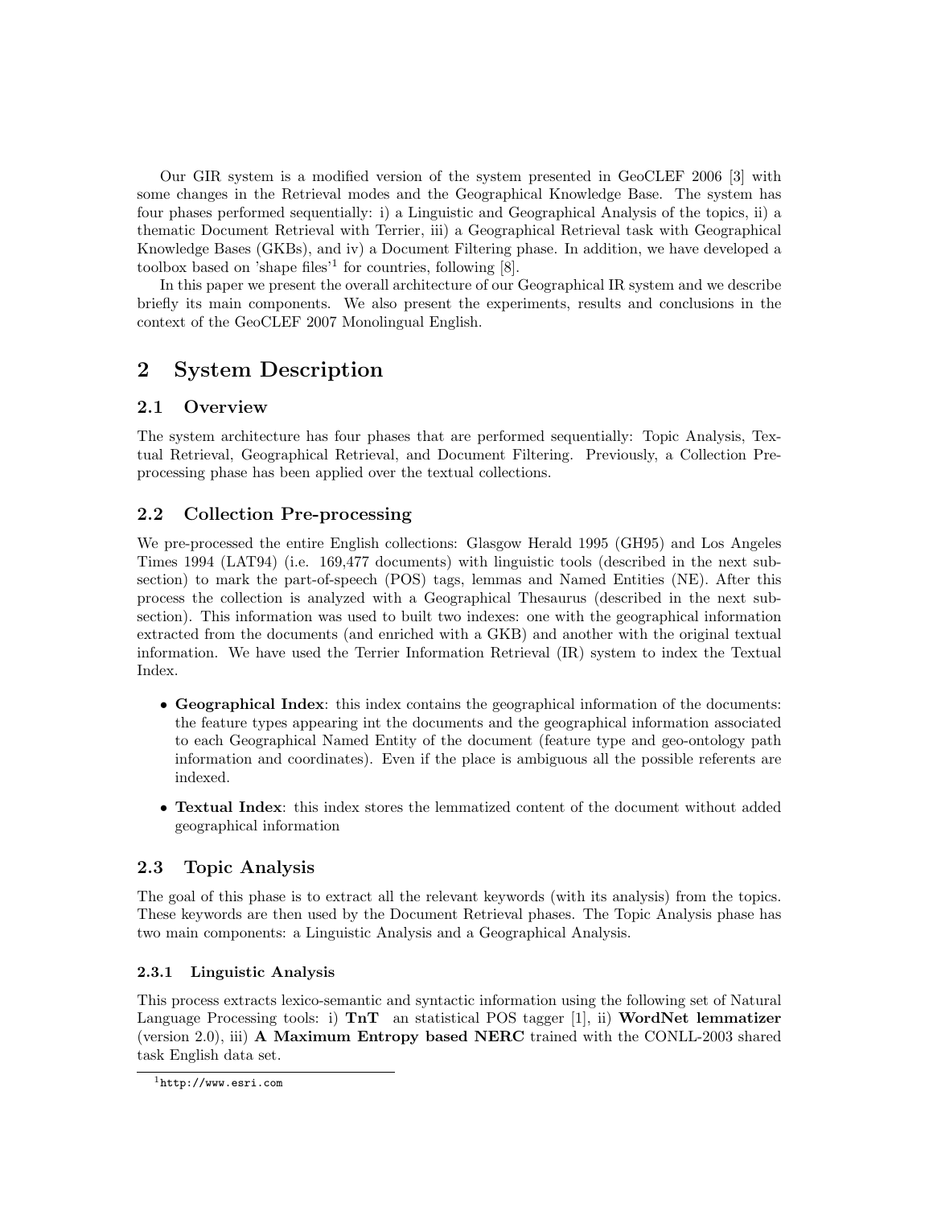Our GIR system is a modified version of the system presented in GeoCLEF 2006 [3] with some changes in the Retrieval modes and the Geographical Knowledge Base. The system has four phases performed sequentially: i) a Linguistic and Geographical Analysis of the topics, ii) a thematic Document Retrieval with Terrier, iii) a Geographical Retrieval task with Geographical Knowledge Bases (GKBs), and iv) a Document Filtering phase. In addition, we have developed a toolbox based on 'shape files'[1] for countries, following [8].

In this paper we present the overall architecture of our Geographical IR system and we describe briefly its main components. We also present the experiments, results and conclusions in the context of the GeoCLEF 2007 Monolingual English.

# 2 System Description

## 2.1 Overview

The system architecture has four phases that are performed sequentially: Topic Analysis, Textual Retrieval, Geographical Retrieval, and Document Filtering. Previously, a Collection Preprocessing phase has been applied over the textual collections.

## 2.2 Collection Pre-processing

We pre-processed the entire English collections: Glasgow Herald 1995 (GH95) and Los Angeles Times 1994 (LAT94) (i.e. 169,477 documents) with linguistic tools (described in the next subsection) to mark the part-of-speech (POS) tags, lemmas and Named Entities (NE). After this process the collection is analyzed with a Geographical Thesaurus (described in the next subsection). This information was used to built two indexes: one with the geographical information extracted from the documents (and enriched with a GKB) and another with the original textual information. We have used the Terrier Information Retrieval (IR) system to index the Textual Index.

- **Geographical Index**: this index contains the geographical information of the documents: the feature types appearing int the documents and the geographical information associated to each Geographical Named Entity of the document (feature type and geo-ontology path information and coordinates). Even if the place is ambiguous all the possible referents are indexed.
- **Textual Index**: this index stores the lemmatized content of the document without added geographical information

## 2.3 Topic Analysis

The goal of this phase is to extract all the relevant keywords (with its analysis) from the topics. These keywords are then used by the Document Retrieval phases. The Topic Analysis phase has two main components: a Linguistic Analysis and a Geographical Analysis.

### 2.3.1 Linguistic Analysis

This process extracts lexico-semantic and syntactic information using the following set of Natural Language Processing tools: i) **TnT** an statistical POS tagger [1], ii) **WordNet lemmatizer** (version 2.0), iii) **A Maximum Entropy based NERC** trained with the CONLL-2003 shared task English data set.

[1] http://www.esri.com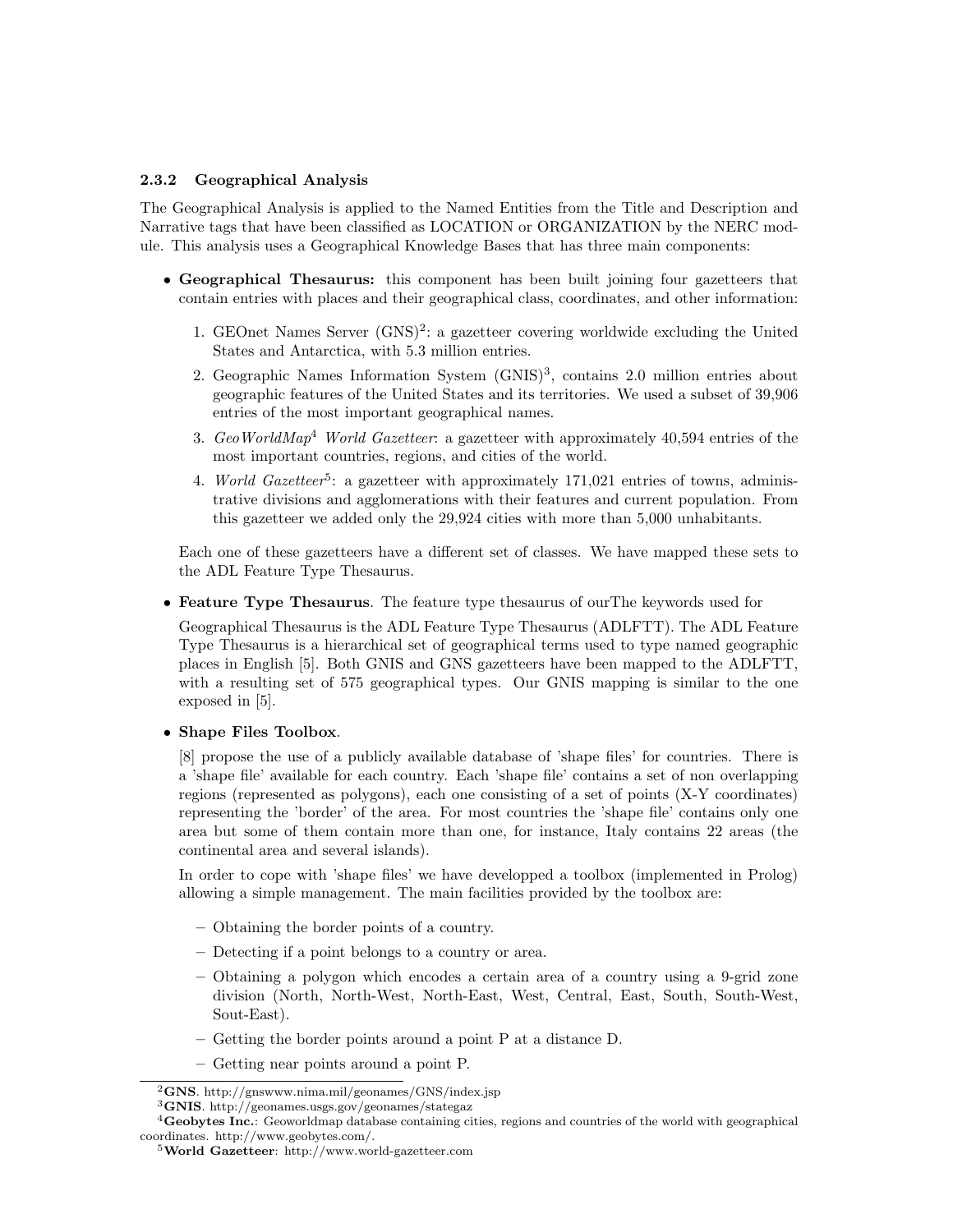### 2.3.2 Geographical Analysis

The Geographical Analysis is applied to the Named Entities from the Title and Description and Narrative tags that have been classified as LOCATION or ORGANIZATION by the NERC module. This analysis uses a Geographical Knowledge Bases that has three main components:

- **Geographical Thesaurus:** this component has been built joining four gazetteers that contain entries with places and their geographical class, coordinates, and other information:

  1. GEOnet Names Server (GNS)[2]: a gazetteer covering worldwide excluding the United States and Antarctica, with 5.3 million entries.
  2. Geographic Names Information System (GNIS)[3], contains 2.0 million entries about geographic features of the United States and its territories. We used a subset of 39,906 entries of the most important geographical names.
  3. *GeoWorldMap*[4] *World Gazetteer*: a gazetteer with approximately 40,594 entries of the most important countries, regions, and cities of the world.
  4. *World Gazetteer*[5]: a gazetteer with approximately 171,021 entries of towns, administrative divisions and agglomerations with their features and current population. From this gazetteer we added only the 29,924 cities with more than 5,000 unhabitants.

  Each one of these gazetteers have a different set of classes. We have mapped these sets to the ADL Feature Type Thesaurus.

- **Feature Type Thesaurus**. The feature type thesaurus of ourThe keywords used for

  Geographical Thesaurus is the ADL Feature Type Thesaurus (ADLFTT). The ADL Feature Type Thesaurus is a hierarchical set of geographical terms used to type named geographic places in English [5]. Both GNIS and GNS gazetteers have been mapped to the ADLFTT, with a resulting set of 575 geographical types. Our GNIS mapping is similar to the one exposed in [5].

- **Shape Files Toolbox**.

  [8] propose the use of a publicly available database of 'shape files' for countries. There is a 'shape file' available for each country. Each 'shape file' contains a set of non overlapping regions (represented as polygons), each one consisting of a set of points (X-Y coordinates) representing the 'border' of the area. For most countries the 'shape file' contains only one area but some of them contain more than one, for instance, Italy contains 22 areas (the continental area and several islands).

  In order to cope with 'shape files' we have developped a toolbox (implemented in Prolog) allowing a simple management. The main facilities provided by the toolbox are:

  – Obtaining the border points of a country.

  – Detecting if a point belongs to a country or area.

  – Obtaining a polygon which encodes a certain area of a country using a 9-grid zone division (North, North-West, North-East, West, Central, East, South, South-West, Sout-East).

  – Getting the border points around a point P at a distance D.

  – Getting near points around a point P.

[2] **GNS**. http://gnswww.nima.mil/geonames/GNS/index.jsp

[3] **GNIS**. http://geonames.usgs.gov/geonames/stategaz

[4] **Geobytes Inc.**: Geoworldmap database containing cities, regions and countries of the world with geographical coordinates. http://www.geobytes.com/.

[5] **World Gazetteer**: http://www.world-gazetteer.com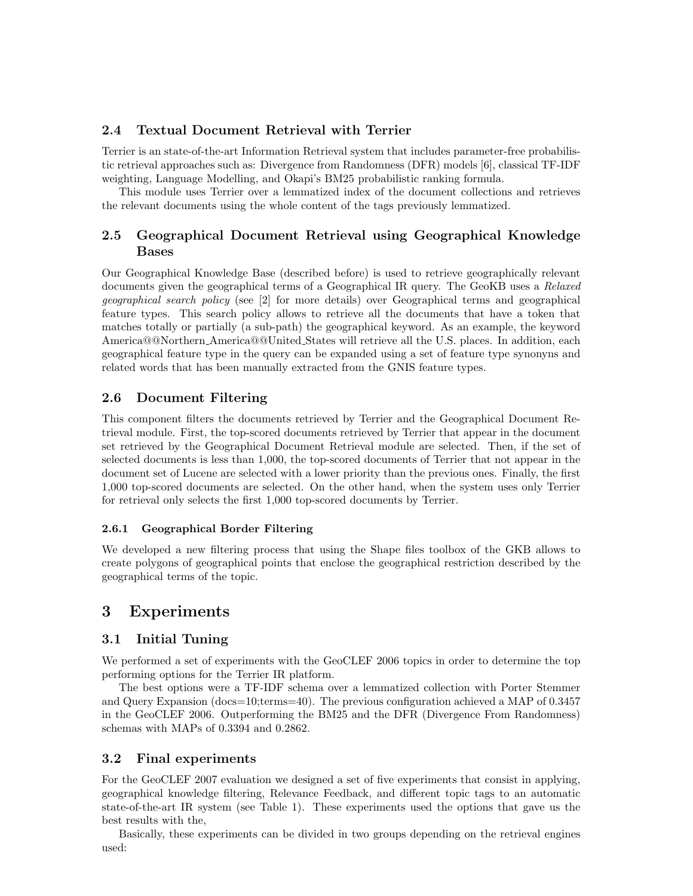### 2.4 Textual Document Retrieval with Terrier

Terrier is an state-of-the-art Information Retrieval system that includes parameter-free probabilistic retrieval approaches such as: Divergence from Randomness (DFR) models [6], classical TF-IDF weighting, Language Modelling, and Okapi's BM25 probabilistic ranking formula.

This module uses Terrier over a lemmatized index of the document collections and retrieves the relevant documents using the whole content of the tags previously lemmatized.

### 2.5 Geographical Document Retrieval using Geographical Knowledge Bases

Our Geographical Knowledge Base (described before) is used to retrieve geographically relevant documents given the geographical terms of a Geographical IR query. The GeoKB uses a *Relaxed geographical search policy* (see [2] for more details) over Geographical terms and geographical feature types. This search policy allows to retrieve all the documents that have a token that matches totally or partially (a sub-path) the geographical keyword. As an example, the keyword America@@Northern_America@@United_States will retrieve all the U.S. places. In addition, each geographical feature type in the query can be expanded using a set of feature type synonyns and related words that has been manually extracted from the GNIS feature types.

### 2.6 Document Filtering

This component filters the documents retrieved by Terrier and the Geographical Document Retrieval module. First, the top-scored documents retrieved by Terrier that appear in the document set retrieved by the Geographical Document Retrieval module are selected. Then, if the set of selected documents is less than 1,000, the top-scored documents of Terrier that not appear in the document set of Lucene are selected with a lower priority than the previous ones. Finally, the first 1,000 top-scored documents are selected. On the other hand, when the system uses only Terrier for retrieval only selects the first 1,000 top-scored documents by Terrier.

#### 2.6.1 Geographical Border Filtering

We developed a new filtering process that using the Shape files toolbox of the GKB allows to create polygons of geographical points that enclose the geographical restriction described by the geographical terms of the topic.

## 3 Experiments

### 3.1 Initial Tuning

We performed a set of experiments with the GeoCLEF 2006 topics in order to determine the top performing options for the Terrier IR platform.

The best options were a TF-IDF schema over a lemmatized collection with Porter Stemmer and Query Expansion (docs=10;terms=40). The previous configuration achieved a MAP of 0.3457 in the GeoCLEF 2006. Outperforming the BM25 and the DFR (Divergence From Randomness) schemas with MAPs of 0.3394 and 0.2862.

### 3.2 Final experiments

For the GeoCLEF 2007 evaluation we designed a set of five experiments that consist in applying, geographical knowledge filtering, Relevance Feedback, and different topic tags to an automatic state-of-the-art IR system (see Table 1). These experiments used the options that gave us the best results with the,

Basically, these experiments can be divided in two groups depending on the retrieval engines used: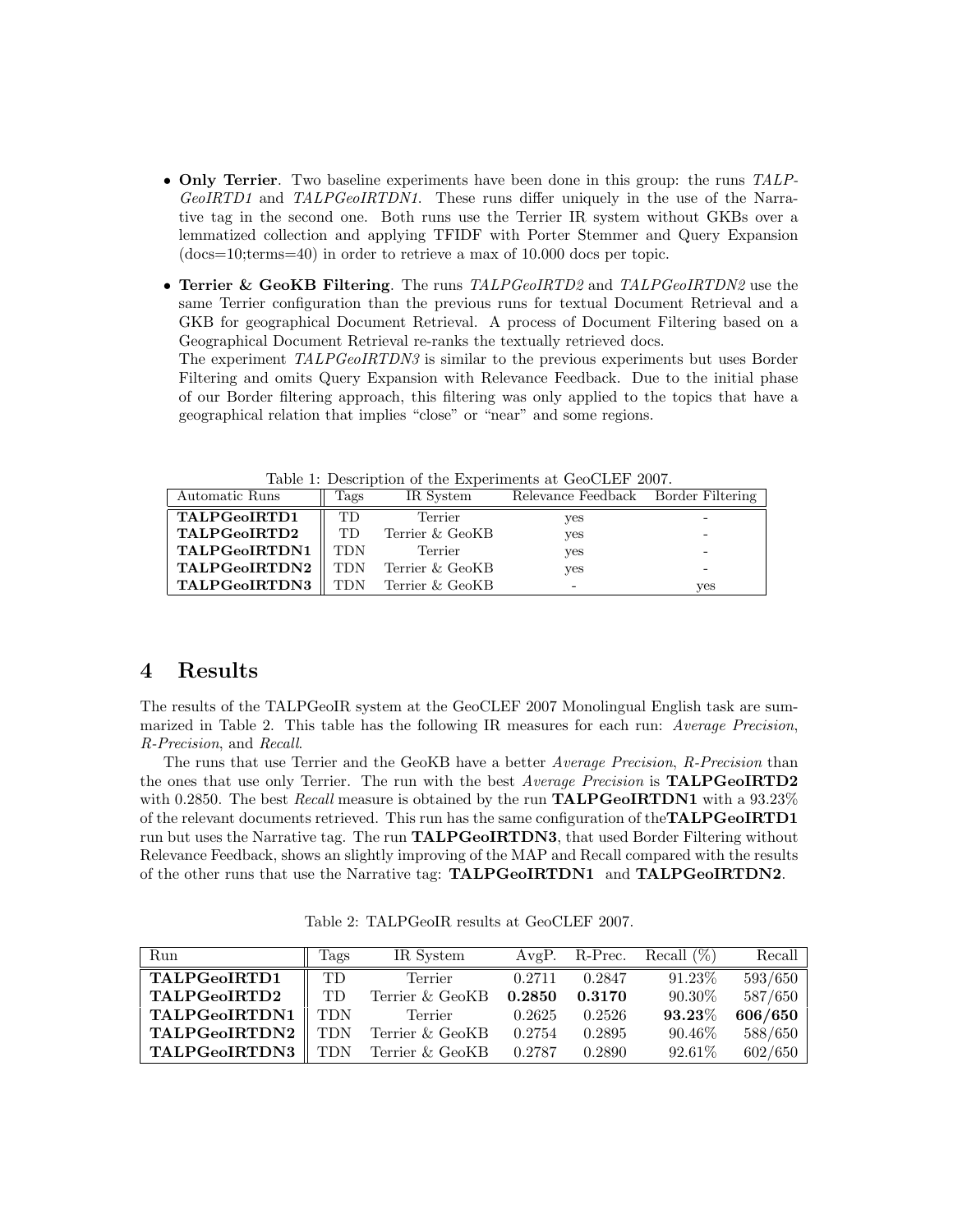- **Only Terrier**. Two baseline experiments have been done in this group: the runs *TALPGeoIRTD1* and *TALPGeoIRTDN1*. These runs differ uniquely in the use of the Narrative tag in the second one. Both runs use the Terrier IR system without GKBs over a lemmatized collection and applying TFIDF with Porter Stemmer and Query Expansion (docs=10;terms=40) in order to retrieve a max of 10.000 docs per topic.
- **Terrier & GeoKB Filtering**. The runs *TALPGeoIRTD2* and *TALPGeoIRTDN2* use the same Terrier configuration than the previous runs for textual Document Retrieval and a GKB for geographical Document Retrieval. A process of Document Filtering based on a Geographical Document Retrieval re-ranks the textually retrieved docs.
  The experiment *TALPGeoIRTDN3* is similar to the previous experiments but uses Border Filtering and omits Query Expansion with Relevance Feedback. Due to the initial phase of our Border filtering approach, this filtering was only applied to the topics that have a geographical relation that implies "close" or "near" and some regions.

Table 1: Description of the Experiments at GeoCLEF 2007.

| Automatic Runs | Tags | IR System | Relevance Feedback | Border Filtering |
|---|---|---|---|---|
| **TALPGeoIRTD1** | TD | Terrier | yes | - |
| **TALPGeoIRTD2** | TD | Terrier & GeoKB | yes | - |
| **TALPGeoIRTDN1** | TDN | Terrier | yes | - |
| **TALPGeoIRTDN2** | TDN | Terrier & GeoKB | yes | - |
| **TALPGeoIRTDN3** | TDN | Terrier & GeoKB | - | yes |

# 4 Results

The results of the TALPGeoIR system at the GeoCLEF 2007 Monolingual English task are summarized in Table 2. This table has the following IR measures for each run: *Average Precision*, *R-Precision*, and *Recall*.

The runs that use Terrier and the GeoKB have a better *Average Precision*, *R-Precision* than the ones that use only Terrier. The run with the best *Average Precision* is **TALPGeoIRTD2** with 0.2850. The best *Recall* measure is obtained by the run **TALPGeoIRTDN1** with a 93.23% of the relevant documents retrieved. This run has the same configuration of the**TALPGeoIRTD1** run but uses the Narrative tag. The run **TALPGeoIRTDN3**, that used Border Filtering without Relevance Feedback, shows an slightly improving of the MAP and Recall compared with the results of the other runs that use the Narrative tag: **TALPGeoIRTDN1** and **TALPGeoIRTDN2**.

Table 2: TALPGeoIR results at GeoCLEF 2007.

| Run | Tags | IR System | AvgP. | R-Prec. | Recall (%) | Recall |
|---|---|---|---|---|---|---|
| **TALPGeoIRTD1** | TD | Terrier | 0.2711 | 0.2847 | 91.23% | 593/650 |
| **TALPGeoIRTD2** | TD | Terrier & GeoKB | **0.2850** | **0.3170** | 90.30% | 587/650 |
| **TALPGeoIRTDN1** | TDN | Terrier | 0.2625 | 0.2526 | **93.23**% | **606/650** |
| **TALPGeoIRTDN2** | TDN | Terrier & GeoKB | 0.2754 | 0.2895 | 90.46% | 588/650 |
| **TALPGeoIRTDN3** | TDN | Terrier & GeoKB | 0.2787 | 0.2890 | 92.61% | 602/650 |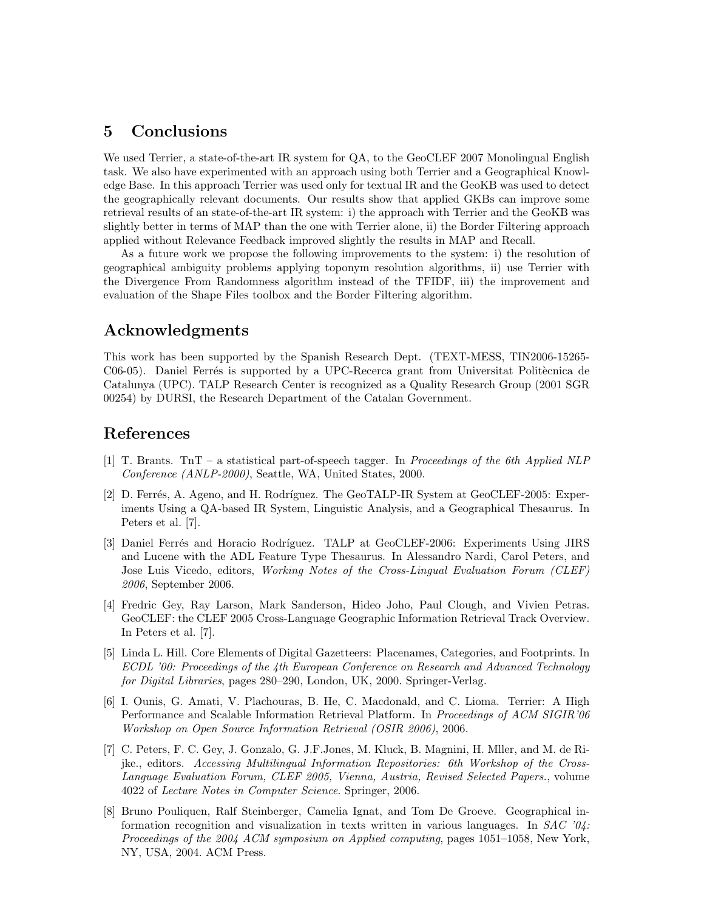## 5 Conclusions

We used Terrier, a state-of-the-art IR system for QA, to the GeoCLEF 2007 Monolingual English task. We also have experimented with an approach using both Terrier and a Geographical Knowledge Base. In this approach Terrier was used only for textual IR and the GeoKB was used to detect the geographically relevant documents. Our results show that applied GKBs can improve some retrieval results of an state-of-the-art IR system: i) the approach with Terrier and the GeoKB was slightly better in terms of MAP than the one with Terrier alone, ii) the Border Filtering approach applied without Relevance Feedback improved slightly the results in MAP and Recall.

As a future work we propose the following improvements to the system: i) the resolution of geographical ambiguity problems applying toponym resolution algorithms, ii) use Terrier with the Divergence From Randomness algorithm instead of the TFIDF, iii) the improvement and evaluation of the Shape Files toolbox and the Border Filtering algorithm.

## Acknowledgments

This work has been supported by the Spanish Research Dept. (TEXT-MESS, TIN2006-15265-C06-05). Daniel Ferrés is supported by a UPC-Recerca grant from Universitat Politècnica de Catalunya (UPC). TALP Research Center is recognized as a Quality Research Group (2001 SGR 00254) by DURSI, the Research Department of the Catalan Government.

## References

[1] T. Brants. TnT – a statistical part-of-speech tagger. In *Proceedings of the 6th Applied NLP Conference (ANLP-2000)*, Seattle, WA, United States, 2000.

[2] D. Ferrés, A. Ageno, and H. Rodríguez. The GeoTALP-IR System at GeoCLEF-2005: Experiments Using a QA-based IR System, Linguistic Analysis, and a Geographical Thesaurus. In Peters et al. [7].

[3] Daniel Ferrés and Horacio Rodríguez. TALP at GeoCLEF-2006: Experiments Using JIRS and Lucene with the ADL Feature Type Thesaurus. In Alessandro Nardi, Carol Peters, and Jose Luis Vicedo, editors, *Working Notes of the Cross-Lingual Evaluation Forum (CLEF) 2006*, September 2006.

[4] Fredric Gey, Ray Larson, Mark Sanderson, Hideo Joho, Paul Clough, and Vivien Petras. GeoCLEF: the CLEF 2005 Cross-Language Geographic Information Retrieval Track Overview. In Peters et al. [7].

[5] Linda L. Hill. Core Elements of Digital Gazetteers: Placenames, Categories, and Footprints. In *ECDL '00: Proceedings of the 4th European Conference on Research and Advanced Technology for Digital Libraries*, pages 280–290, London, UK, 2000. Springer-Verlag.

[6] I. Ounis, G. Amati, V. Plachouras, B. He, C. Macdonald, and C. Lioma. Terrier: A High Performance and Scalable Information Retrieval Platform. In *Proceedings of ACM SIGIR'06 Workshop on Open Source Information Retrieval (OSIR 2006)*, 2006.

[7] C. Peters, F. C. Gey, J. Gonzalo, G. J.F.Jones, M. Kluck, B. Magnini, H. Mller, and M. de Rijke., editors. *Accessing Multilingual Information Repositories: 6th Workshop of the Cross-Language Evaluation Forum, CLEF 2005, Vienna, Austria, Revised Selected Papers.*, volume 4022 of *Lecture Notes in Computer Science*. Springer, 2006.

[8] Bruno Pouliquen, Ralf Steinberger, Camelia Ignat, and Tom De Groeve. Geographical information recognition and visualization in texts written in various languages. In *SAC '04: Proceedings of the 2004 ACM symposium on Applied computing*, pages 1051–1058, New York, NY, USA, 2004. ACM Press.